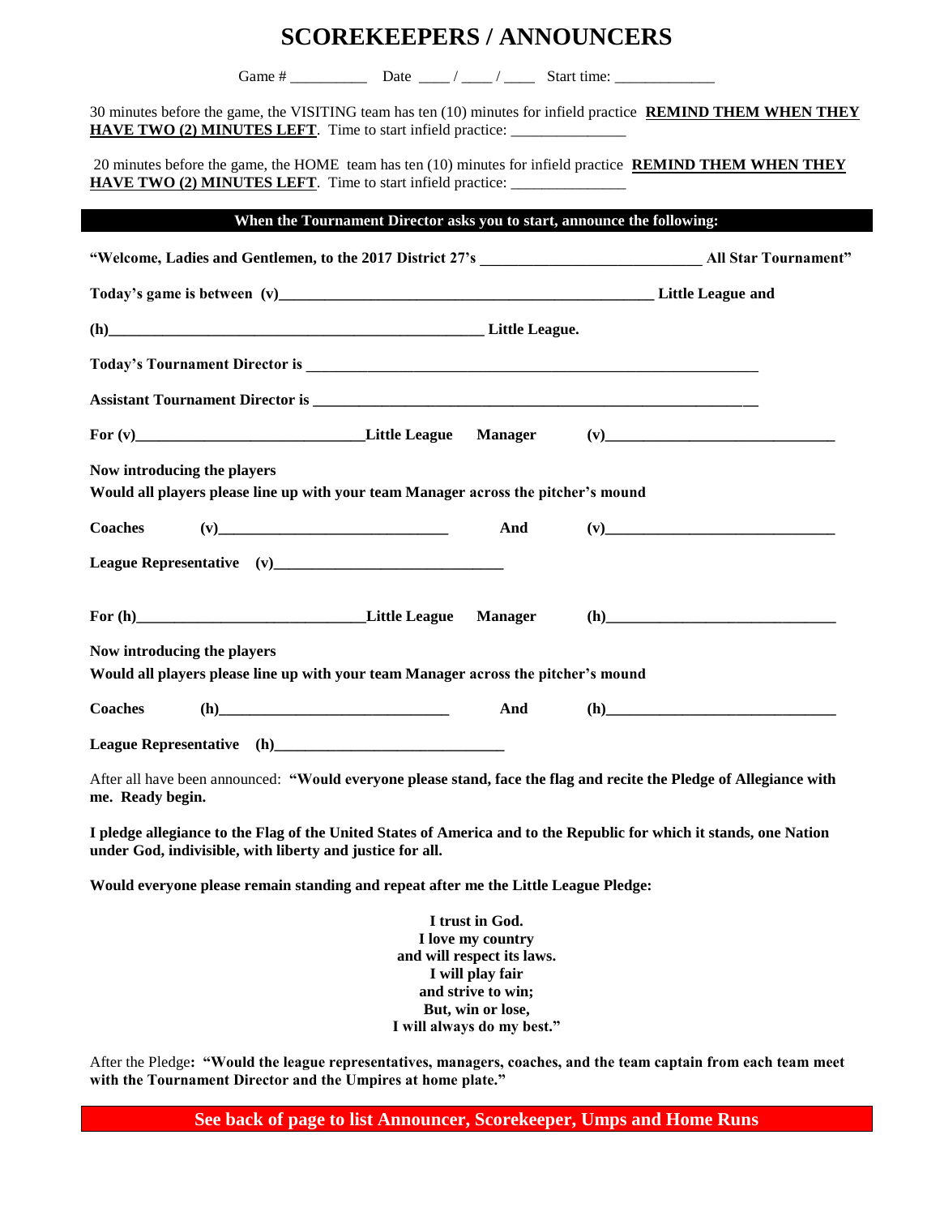# SCOREKEEPERS / ANNOUNCERS

Game # __________ Date ____ / ____ / ____ Start time: _____________

30 minutes before the game, the VISITING team has ten (10) minutes for infield practice **REMIND THEM WHEN THEY HAVE TWO (2) MINUTES LEFT**. Time to start infield practice: _______________

20 minutes before the game, the HOME team has ten (10) minutes for infield practice **REMIND THEM WHEN THEY HAVE TWO (2) MINUTES LEFT**. Time to start infield practice: _______________

**When the Tournament Director asks you to start, announce the following:**

**"Welcome, Ladies and Gentlemen, to the 2017 District 27's ____________________________ All Star Tournament"**

**Today's game is between (v)_______________________________________________ Little League and**

**(h)__________________________________________________ Little League.**

**Today's Tournament Director is ___________________________________________________________**

**Assistant Tournament Director is __________________________________________________________**

**For (v)_____________________________Little League Manager (v)______________________________**

**Now introducing the players**

**Would all players please line up with your team Manager across the pitcher's mound**

**Coaches (v)_____________________________ And (v)______________________________**

**League Representative (v)_____________________________**

**For (h)_____________________________Little League Manager (h)______________________________**

**Now introducing the players**

**Would all players please line up with your team Manager across the pitcher's mound**

**Coaches (h)_____________________________ And (h)______________________________**

**League Representative (h)_____________________________**

After all have been announced: **"Would everyone please stand, face the flag and recite the Pledge of Allegiance with me. Ready begin.**

**I pledge allegiance to the Flag of the United States of America and to the Republic for which it stands, one Nation under God, indivisible, with liberty and justice for all.**

**Would everyone please remain standing and repeat after me the Little League Pledge:**

**I trust in God.**
**I love my country**
**and will respect its laws.**
**I will play fair**
**and strive to win;**
**But, win or lose,**
**I will always do my best."**

After the Pledge**: "Would the league representatives, managers, coaches, and the team captain from each team meet with the Tournament Director and the Umpires at home plate."**

**See back of page to list Announcer, Scorekeeper, Umps and Home Runs**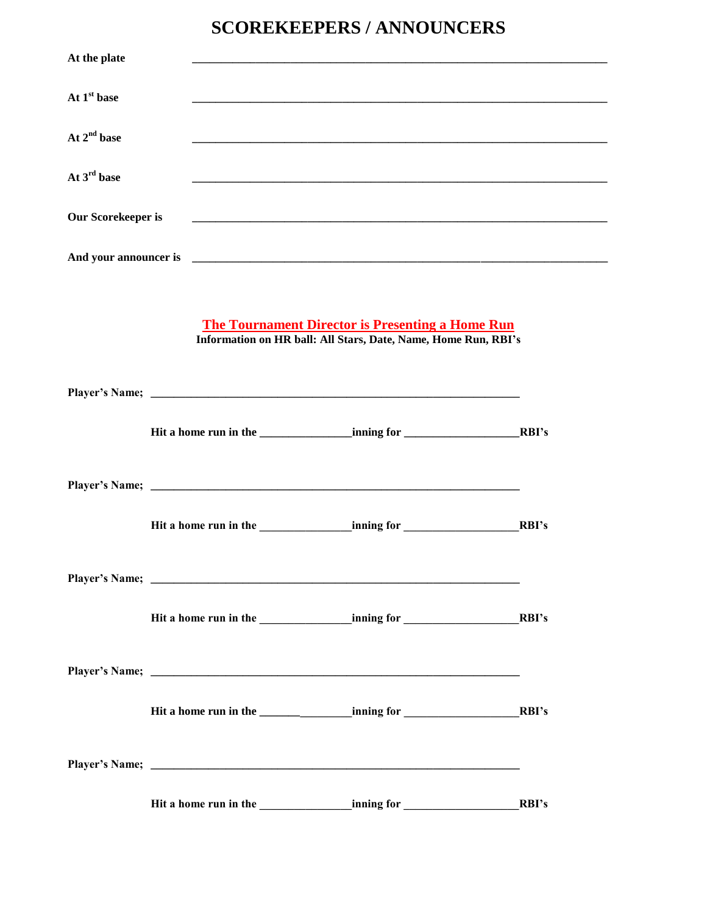# SCOREKEEPERS / ANNOUNCERS

**At the plate** ______________________________________________

**At 1st base** ______________________________________________

**At 2nd base** ______________________________________________

**At 3rd base** ______________________________________________

**Our Scorekeeper is** ______________________________________________

**And your announcer is** ______________________________________________

## The Tournament Director is Presenting a Home Run

**Information on HR ball: All Stars, Date, Name, Home Run, RBI's**

**Player's Name;** ______________________________________________

**Hit a home run in the** _______________ **inning for** ___________________ **RBI's**

**Player's Name;** ______________________________________________

**Hit a home run in the** _______________ **inning for** ___________________ **RBI's**

**Player's Name;** ______________________________________________

**Hit a home run in the** _______________ **inning for** ___________________ **RBI's**

**Player's Name;** ______________________________________________

**Hit a home run in the** _______________ **inning for** ___________________ **RBI's**

**Player's Name;** ______________________________________________

**Hit a home run in the** _______________ **inning for** ___________________ **RBI's**